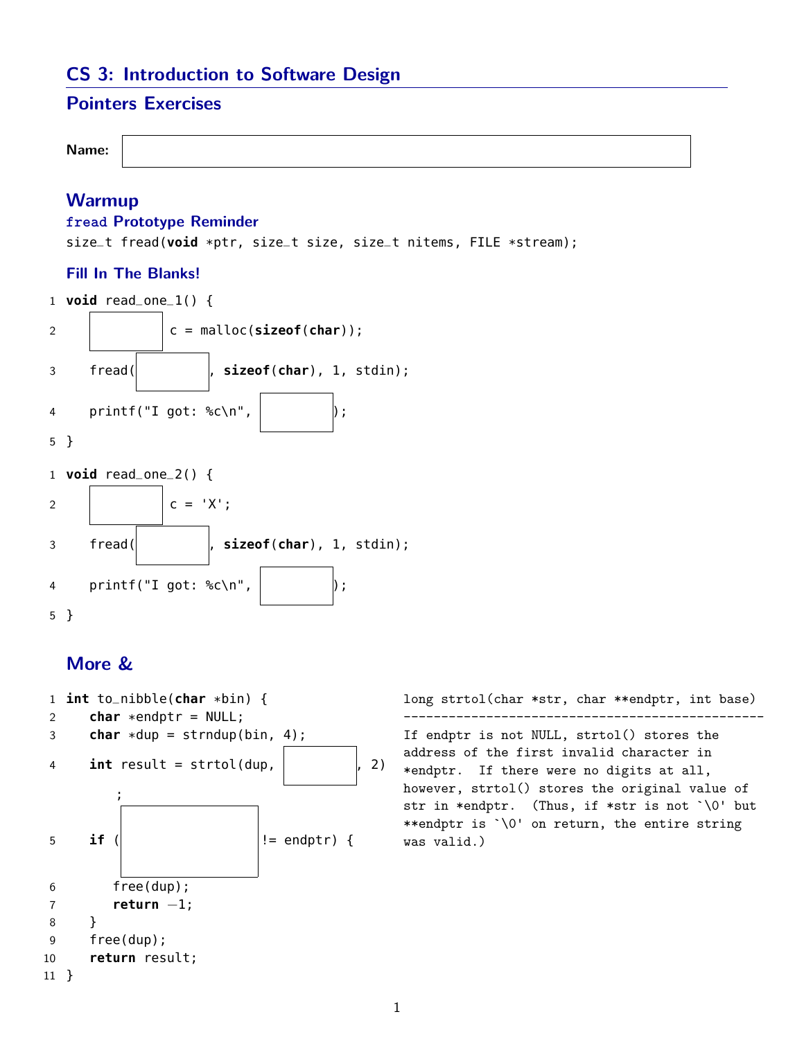# CS 3: Introduction to Software Design

## Pointers Exercises

**Name:** ____________________

## Warmup

### `fread` Prototype Reminder

```
size_t fread(void *ptr, size_t size, size_t nitems, FILE *stream);
```

### Fill In The Blanks!

```
1 void read_one_1() {
2    ________ c = malloc(sizeof(char));
3    fread(________, sizeof(char), 1, stdin);
4    printf("I got: %c\n", ________);
5 }
```

```
1 void read_one_2() {
2    ________ c = 'X';
3    fread(________, sizeof(char), 1, stdin);
4    printf("I got: %c\n", ________);
5 }
```

## More &

```
1  int to_nibble(char *bin) {
2     char *endptr = NULL;
3     char *dup = strndup(bin, 4);
4     int result = strtol(dup, ________, 2)
         ;
5     if (________ != endptr) {
6        free(dup);
7        return -1;
8     }
9     free(dup);
10    return result;
11 }
```

```
long strtol(char *str, char **endptr, int base)
------------------------------------------------
If endptr is not NULL, strtol() stores the
address of the first invalid character in
*endptr.  If there were no digits at all,
however, strtol() stores the original value of
str in *endptr.  (Thus, if *str is not `\0' but
**endptr is `\0' on return, the entire string
was valid.)
```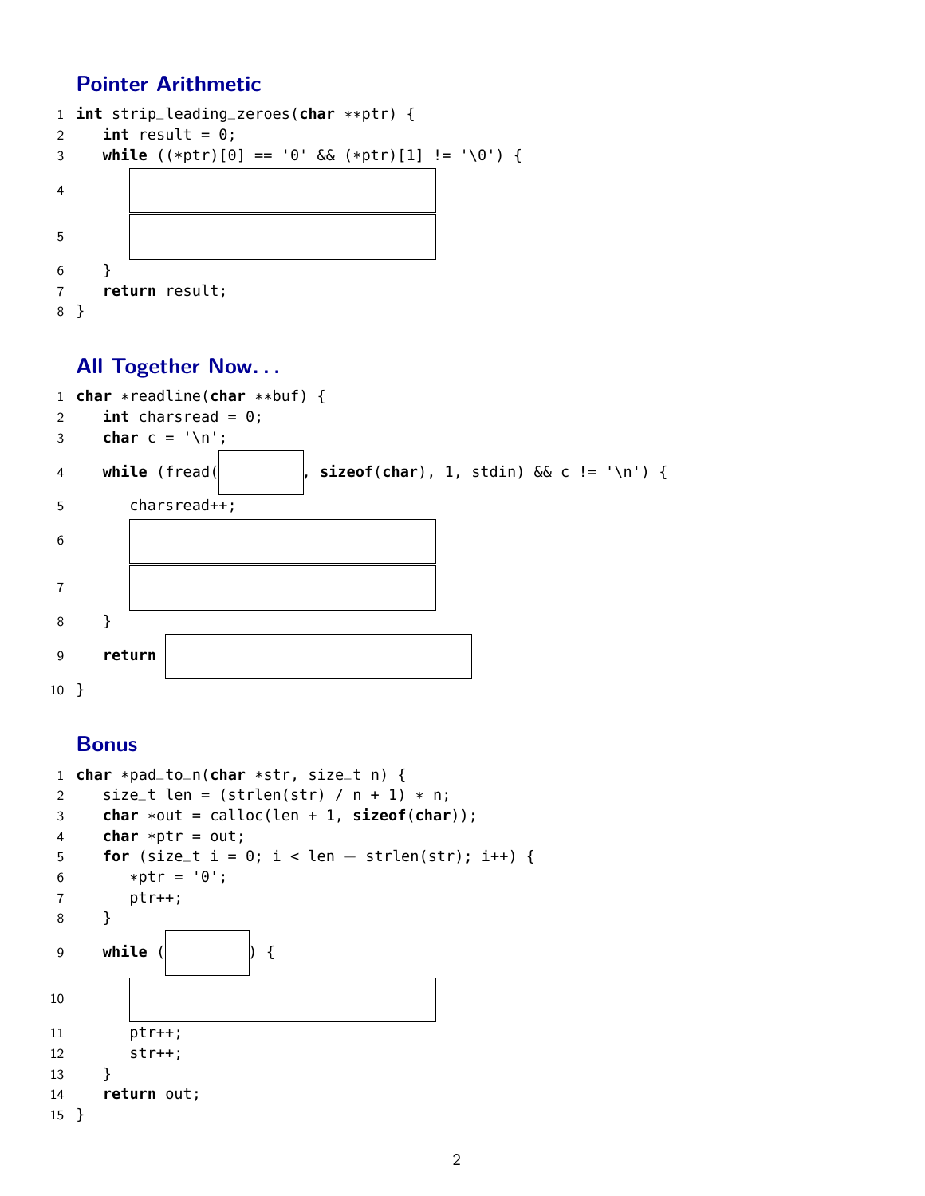## Pointer Arithmetic

```
1  int strip_leading_zeroes(char **ptr) {
2     int result = 0;
3     while ((*ptr)[0] == '0' && (*ptr)[1] != '\0') {
4        [                              ]
5        [                              ]
6     }
7     return result;
8  }
```

## All Together Now...

```
1  char *readline(char **buf) {
2     int charsread = 0;
3     char c = '\n';
4     while (fread([        ], sizeof(char), 1, stdin) && c != '\n') {
5        charsread++;
6        [                              ]
7        [                              ]
8     }
9     return [                              ]
10 }
```

## Bonus

```
1  char *pad_to_n(char *str, size_t n) {
2     size_t len = (strlen(str) / n + 1) * n;
3     char *out = calloc(len + 1, sizeof(char));
4     char *ptr = out;
5     for (size_t i = 0; i < len - strlen(str); i++) {
6        *ptr = '0';
7        ptr++;
8     }
9     while ([        ]) {
10       [                              ]
11       ptr++;
12       str++;
13    }
14    return out;
15 }
```